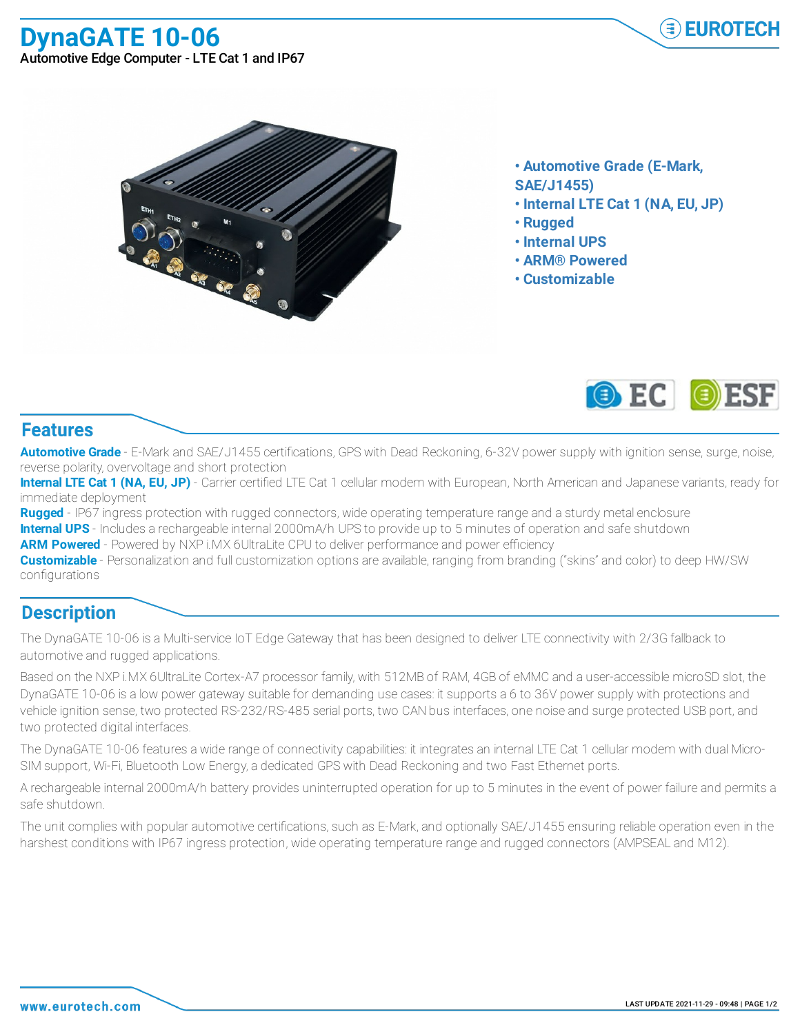# DynaGATE 10-06

Automotive Edge Computer - LTE Cat 1 and IP67

- **Automotive Grade (E-Mark, SAE/J1455)**
- **Internal LTE Cat 1 (NA, EU, JP)**
- **Rugged**
- **Internal UPS**
- **ARM® Powered**
- **Customizable**

## Features

**Automotive Grade** - E-Mark and SAE/J1455 certifications, GPS with Dead Reckoning, 6-32V power supply with ignition sense, surge, noise, reverse polarity, overvoltage and short protection

**Internal LTE Cat 1 (NA, EU, JP)** - Carrier certified LTE Cat 1 cellular modem with European, North American and Japanese variants, ready for immediate deployment

**Rugged** - IP67 ingress protection with rugged connectors, wide operating temperature range and a sturdy metal enclosure

**Internal UPS** - Includes a rechargeable internal 2000mA/h UPS to provide up to 5 minutes of operation and safe shutdown

**ARM Powered** - Powered by NXP i.MX 6UltraLite CPU to deliver performance and power efficiency

**Customizable** - Personalization and full customization options are available, ranging from branding ("skins" and color) to deep HW/SW configurations

## Description

The DynaGATE 10-06 is a Multi-service IoT Edge Gateway that has been designed to deliver LTE connectivity with 2/3G fallback to automotive and rugged applications.

Based on the NXP i.MX 6UltraLite Cortex-A7 processor family, with 512MB of RAM, 4GB of eMMC and a user-accessible microSD slot, the DynaGATE 10-06 is a low power gateway suitable for demanding use cases: it supports a 6 to 36V power supply with protections and vehicle ignition sense, two protected RS-232/RS-485 serial ports, two CAN bus interfaces, one noise and surge protected USB port, and two protected digital interfaces.

The DynaGATE 10-06 features a wide range of connectivity capabilities: it integrates an internal LTE Cat 1 cellular modem with dual Micro-SIM support, Wi-Fi, Bluetooth Low Energy, a dedicated GPS with Dead Reckoning and two Fast Ethernet ports.

A rechargeable internal 2000mA/h battery provides uninterrupted operation for up to 5 minutes in the event of power failure and permits a safe shutdown.

The unit complies with popular automotive certifications, such as E-Mark, and optionally SAE/J1455 ensuring reliable operation even in the harshest conditions with IP67 ingress protection, wide operating temperature range and rugged connectors (AMPSEAL and M12).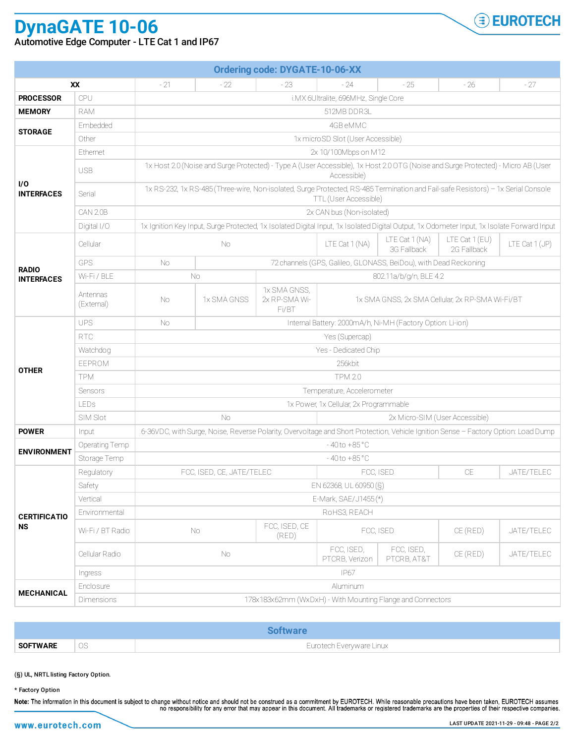# DynaGATE 10-06

**Automotive Edge Computer - LTE Cat 1 and IP67**

| Ordering code: DYGATE-10-06-XX | | | | | | | | |
|---|---|---|---|---|---|---|---|---|
| **XX** | | - 21 | - 22 | - 23 | - 24 | - 25 | - 26 | - 27 |
| **PROCESSOR** | CPU | i.MX 6Ultralite, 696MHz, Single Core | | | | | | |
| **MEMORY** | RAM | 512MB DDR3L | | | | | | |
| **STORAGE** | Embedded | 4GB eMMC | | | | | | |
| | Other | 1x microSD Slot (User Accessible) | | | | | | |
| **I/O INTERFACES** | Ethernet | 2x 10/100Mbps on M12 | | | | | | |
| | USB | 1x Host 2.0 (Noise and Surge Protected) - Type A (User Accessible), 1x Host 2.0 OTG (Noise and Surge Protected) - Micro AB (User Accessible) | | | | | | |
| | Serial | 1x RS-232, 1x RS-485 (Three-wire, Non-isolated, Surge Protected, RS-485 Termination and Fail-safe Resistors) – 1x Serial Console TTL (User Accessible) | | | | | | |
| | CAN 2.0B | 2x CAN bus (Non-isolated) | | | | | | |
| | Digital I/O | 1x Ignition Key Input, Surge Protected, 1x Isolated Digital Input, 1x Isolated Digital Output, 1x Odometer Input, 1x Isolate Forward Input | | | | | | |
| **RADIO INTERFACES** | Cellular | No | | | LTE Cat 1 (NA) | LTE Cat 1 (NA) 3G Fallback | LTE Cat 1 (EU) 2G Fallback | LTE Cat 1 (JP) |
| | GPS | No | 72 channels (GPS, Galileo, GLONASS, BeiDou), with Dead Reckoning | | | | | |
| | Wi-Fi / BLE | No | | 802.11a/b/g/n, BLE 4.2 | | | | |
| | Antennas (External) | No | 1x SMA GNSS | 1x SMA GNSS, 2x RP-SMA Wi-Fi/BT | 1x SMA GNSS, 2x SMA Cellular, 2x RP-SMA Wi-Fi/BT | | | |
| **OTHER** | UPS | No | Internal Battery: 2000mA/h, Ni-MH (Factory Option: Li-ion) | | | | | |
| | RTC | Yes (Supercap) | | | | | | |
| | Watchdog | Yes - Dedicated Chip | | | | | | |
| | EEPROM | 256kbit | | | | | | |
| | TPM | TPM 2.0 | | | | | | |
| | Sensors | Temperature, Accelerometer | | | | | | |
| | LEDs | 1x Power, 1x Cellular, 2x Programmable | | | | | | |
| | SIM Slot | No | | | 2x Micro-SIM (User Accessible) | | | |
| **POWER** | Input | 6-36VDC, with Surge, Noise, Reverse Polarity, Overvoltage and Short Protection, Vehicle Ignition Sense – Factory Option: Load Dump | | | | | | |
| **ENVIRONMENT** | Operating Temp | - 40 to +85 °C | | | | | | |
| | Storage Temp | - 40 to +85 °C | | | | | | |
| **CERTIFICATIONS** | Regulatory | FCC, ISED, CE, JATE/TELEC | | | FCC, ISED | | CE | JATE/TELEC |
| | Safety | EN 62368, UL 60950 (§) | | | | | | |
| | Vertical | E-Mark, SAE/J1455 (*) | | | | | | |
| | Environmental | RoHS3, REACH | | | | | | |
| | Wi-Fi / BT Radio | No | | FCC, ISED, CE (RED) | FCC, ISED | | CE (RED) | JATE/TELEC |
| | Cellular Radio | No | | | FCC, ISED, PTCRB, Verizon | FCC, ISED, PTCRB, AT&T | CE (RED) | JATE/TELEC |
| | Ingress | IP67 | | | | | | |
| **MECHANICAL** | Enclosure | Aluminum | | | | | | |
| | Dimensions | 178x183x62mm (WxDxH) - With Mounting Flange and Connectors | | | | | | |

| Software | | |
|---|---|---|
| **SOFTWARE** | OS | Eurotech Everyware Linux |

(§) UL, NRTL listing Factory Option.

* Factory Option

**Note:** The information in this document is subject to change without notice and should not be construed as a commitment by EUROTECH. While reasonable precautions have been taken, EUROTECH assumes no responsibility for any error that may appear in this document. All trademarks or registered trademarks are the properties of their respective companies.

www.eurotech.com

LAST UPDATE 2021-11-29 - 09:48